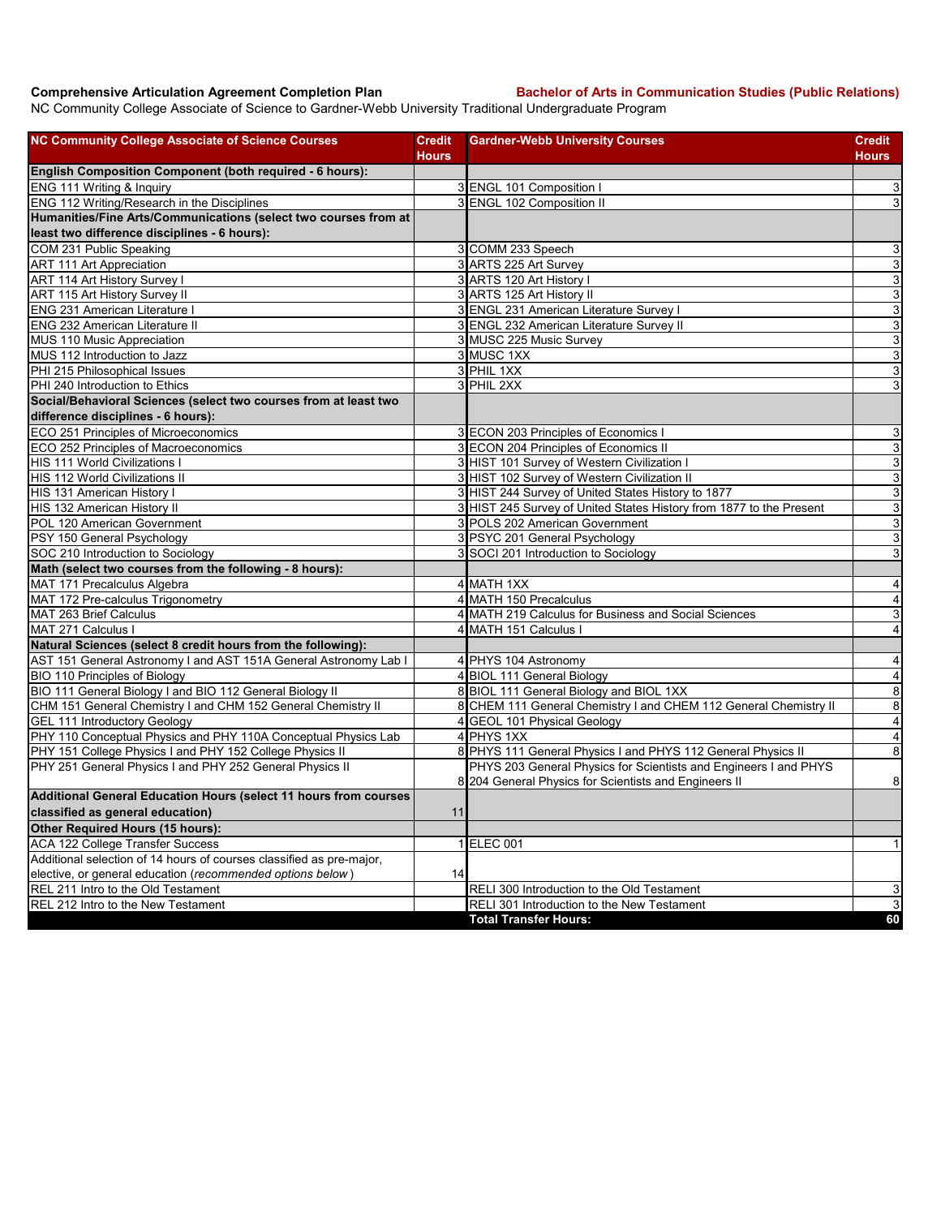**Comprehensive Articulation Agreement Completion Plan** **Bachelor of Arts in Communication Studies (Public Relations)**

NC Community College Associate of Science to Gardner-Webb University Traditional Undergraduate Program

| NC Community College Associate of Science Courses | Credit Hours | Gardner-Webb University Courses | Credit Hours |
|---|---|---|---|
| **English Composition Component (both required - 6 hours):** | | | |
| ENG 111 Writing & Inquiry | 3 | ENGL 101 Composition I | 3 |
| ENG 112 Writing/Research in the Disciplines | 3 | ENGL 102 Composition II | 3 |
| **Humanities/Fine Arts/Communications (select two courses from at least two difference disciplines - 6 hours):** | | | |
| COM 231 Public Speaking | 3 | COMM 233 Speech | 3 |
| ART 111 Art Appreciation | 3 | ARTS 225 Art Survey | 3 |
| ART 114 Art History Survey I | 3 | ARTS 120 Art History I | 3 |
| ART 115 Art History Survey II | 3 | ARTS 125 Art History II | 3 |
| ENG 231 American Literature I | 3 | ENGL 231 American Literature Survey I | 3 |
| ENG 232 American Literature II | 3 | ENGL 232 American Literature Survey II | 3 |
| MUS 110 Music Appreciation | 3 | MUSC 225 Music Survey | 3 |
| MUS 112 Introduction to Jazz | 3 | MUSC 1XX | 3 |
| PHI 215 Philosophical Issues | 3 | PHIL 1XX | 3 |
| PHI 240 Introduction to Ethics | 3 | PHIL 2XX | 3 |
| **Social/Behavioral Sciences (select two courses from at least two difference disciplines - 6 hours):** | | | |
| ECO 251 Principles of Microeconomics | 3 | ECON 203 Principles of Economics I | 3 |
| ECO 252 Principles of Macroeconomics | 3 | ECON 204 Principles of Economics II | 3 |
| HIS 111 World Civilizations I | 3 | HIST 101 Survey of Western Civilization I | 3 |
| HIS 112 World Civilizations II | 3 | HIST 102 Survey of Western Civilization II | 3 |
| HIS 131 American History I | 3 | HIST 244 Survey of United States History to 1877 | 3 |
| HIS 132 American History II | 3 | HIST 245 Survey of United States History from 1877 to the Present | 3 |
| POL 120 American Government | 3 | POLS 202 American Government | 3 |
| PSY 150 General Psychology | 3 | PSYC 201 General Psychology | 3 |
| SOC 210 Introduction to Sociology | 3 | SOCI 201 Introduction to Sociology | 3 |
| **Math (select two courses from the following - 8 hours):** | | | |
| MAT 171 Precalculus Algebra | 4 | MATH 1XX | 4 |
| MAT 172 Pre-calculus Trigonometry | 4 | MATH 150 Precalculus | 4 |
| MAT 263 Brief Calculus | 4 | MATH 219 Calculus for Business and Social Sciences | 3 |
| MAT 271 Calculus I | 4 | MATH 151 Calculus I | 4 |
| **Natural Sciences (select 8 credit hours from the following):** | | | |
| AST 151 General Astronomy I and AST 151A General Astronomy Lab I | 4 | PHYS 104 Astronomy | 4 |
| BIO 110 Principles of Biology | 4 | BIOL 111 General Biology | 4 |
| BIO 111 General Biology I and BIO 112 General Biology II | 8 | BIOL 111 General Biology and BIOL 1XX | 8 |
| CHM 151 General Chemistry I and CHM 152 General Chemistry II | 8 | CHEM 111 General Chemistry I and CHEM 112 General Chemistry II | 8 |
| GEL 111 Introductory Geology | 4 | GEOL 101 Physical Geology | 4 |
| PHY 110 Conceptual Physics and PHY 110A Conceptual Physics Lab | 4 | PHYS 1XX | 4 |
| PHY 151 College Physics I and PHY 152 College Physics II | 8 | PHYS 111 General Physics I and PHYS 112 General Physics II | 8 |
| PHY 251 General Physics I and PHY 252 General Physics II | 8 | PHYS 203 General Physics for Scientists and Engineers I and PHYS 204 General Physics for Scientists and Engineers II | 8 |
| **Additional General Education Hours (select 11 hours from courses classified as general education)** | 11 | | |
| **Other Required Hours (15 hours):** | | | |
| ACA 122 College Transfer Success | 1 | ELEC 001 | 1 |
| Additional selection of 14 hours of courses classified as pre-major, elective, or general education (*recommended options below*) | 14 | | |
| REL 211 Intro to the Old Testament | | RELI 300 Introduction to the Old Testament | 3 |
| REL 212 Intro to the New Testament | | RELI 301 Introduction to the New Testament | 3 |
| | | **Total Transfer Hours:** | **60** |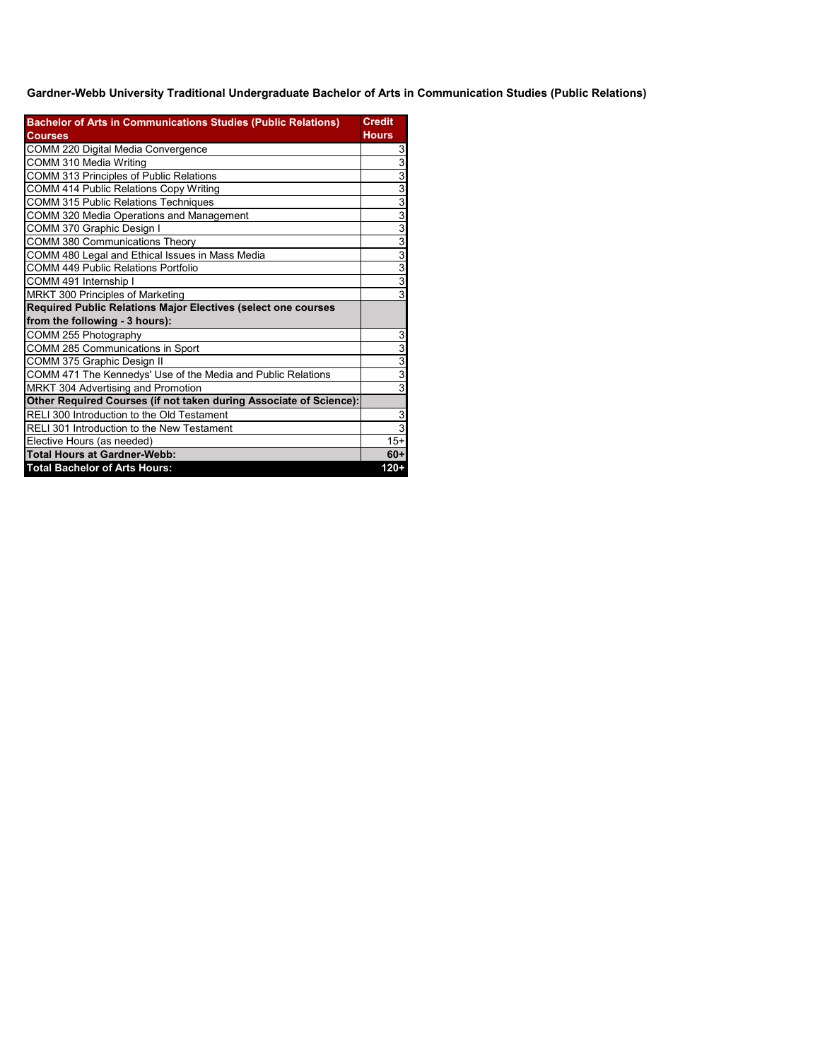**Gardner-Webb University Traditional Undergraduate Bachelor of Arts in Communication Studies (Public Relations)**

| Bachelor of Arts in Communications Studies (Public Relations) Courses | Credit Hours |
|---|---|
| COMM 220 Digital Media Convergence | 3 |
| COMM 310 Media Writing | 3 |
| COMM 313 Principles of Public Relations | 3 |
| COMM 414 Public Relations Copy Writing | 3 |
| COMM 315 Public Relations Techniques | 3 |
| COMM 320 Media Operations and Management | 3 |
| COMM 370 Graphic Design I | 3 |
| COMM 380 Communications Theory | 3 |
| COMM 480 Legal and Ethical Issues in Mass Media | 3 |
| COMM 449 Public Relations Portfolio | 3 |
| COMM 491 Internship I | 3 |
| MRKT 300 Principles of Marketing | 3 |
| **Required Public Relations Major Electives (select one courses from the following - 3 hours):** | |
| COMM 255 Photography | 3 |
| COMM 285 Communications in Sport | 3 |
| COMM 375 Graphic Design II | 3 |
| COMM 471 The Kennedys' Use of the Media and Public Relations | 3 |
| MRKT 304 Advertising and Promotion | 3 |
| **Other Required Courses (if not taken during Associate of Science):** | |
| RELI 300 Introduction to the Old Testament | 3 |
| RELI 301 Introduction to the New Testament | 3 |
| Elective Hours (as needed) | 15+ |
| **Total Hours at Gardner-Webb:** | **60+** |
| **Total Bachelor of Arts Hours:** | **120+** |